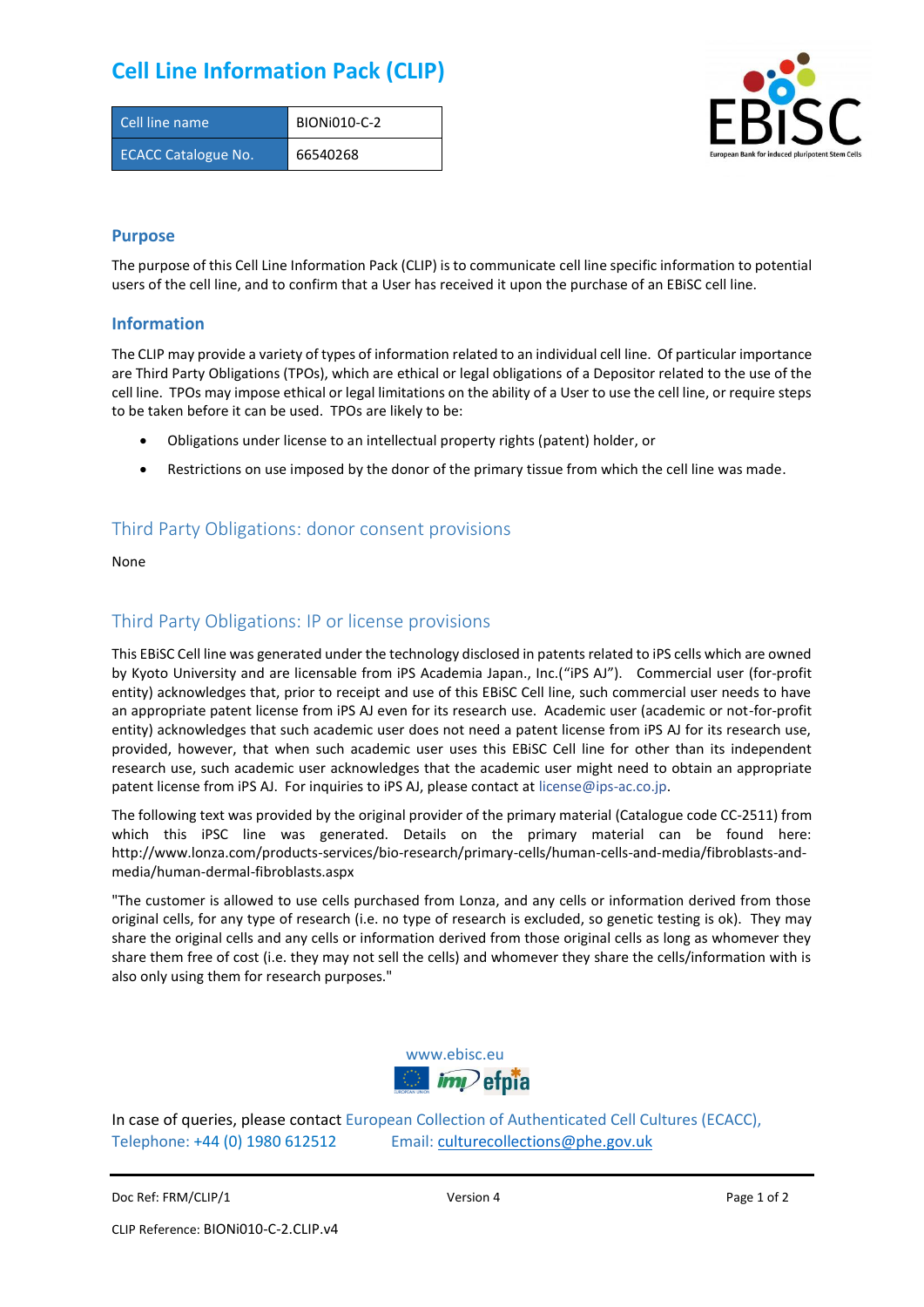# Cell Line Information Pack (CLIP)

| Cell line name | BIONi010-C-2 |
| --- | --- |
| ECACC Catalogue No. | 66540268 |

## Purpose

The purpose of this Cell Line Information Pack (CLIP) is to communicate cell line specific information to potential users of the cell line, and to confirm that a User has received it upon the purchase of an EBiSC cell line.

## Information

The CLIP may provide a variety of types of information related to an individual cell line. Of particular importance are Third Party Obligations (TPOs), which are ethical or legal obligations of a Depositor related to the use of the cell line. TPOs may impose ethical or legal limitations on the ability of a User to use the cell line, or require steps to be taken before it can be used. TPOs are likely to be:

- Obligations under license to an intellectual property rights (patent) holder, or
- Restrictions on use imposed by the donor of the primary tissue from which the cell line was made.

## Third Party Obligations: donor consent provisions

None

## Third Party Obligations: IP or license provisions

This EBiSC Cell line was generated under the technology disclosed in patents related to iPS cells which are owned by Kyoto University and are licensable from iPS Academia Japan., Inc.("iPS AJ"). Commercial user (for-profit entity) acknowledges that, prior to receipt and use of this EBiSC Cell line, such commercial user needs to have an appropriate patent license from iPS AJ even for its research use. Academic user (academic or not-for-profit entity) acknowledges that such academic user does not need a patent license from iPS AJ for its research use, provided, however, that when such academic user uses this EBiSC Cell line for other than its independent research use, such academic user acknowledges that the academic user might need to obtain an appropriate patent license from iPS AJ. For inquiries to iPS AJ, please contact at license@ips-ac.co.jp.

The following text was provided by the original provider of the primary material (Catalogue code CC-2511) from which this iPSC line was generated. Details on the primary material can be found here: http://www.lonza.com/products-services/bio-research/primary-cells/human-cells-and-media/fibroblasts-and-media/human-dermal-fibroblasts.aspx

"The customer is allowed to use cells purchased from Lonza, and any cells or information derived from those original cells, for any type of research (i.e. no type of research is excluded, so genetic testing is ok). They may share the original cells and any cells or information derived from those original cells as long as whomever they share them free of cost (i.e. they may not sell the cells) and whomever they share the cells/information with is also only using them for research purposes."

www.ebisc.eu

In case of queries, please contact European Collection of Authenticated Cell Cultures (ECACC), Telephone: +44 (0) 1980 612512 Email: culturecollections@phe.gov.uk

Doc Ref: FRM/CLIP/1 Version 4

CLIP Reference: BIONi010-C-2.CLIP.v4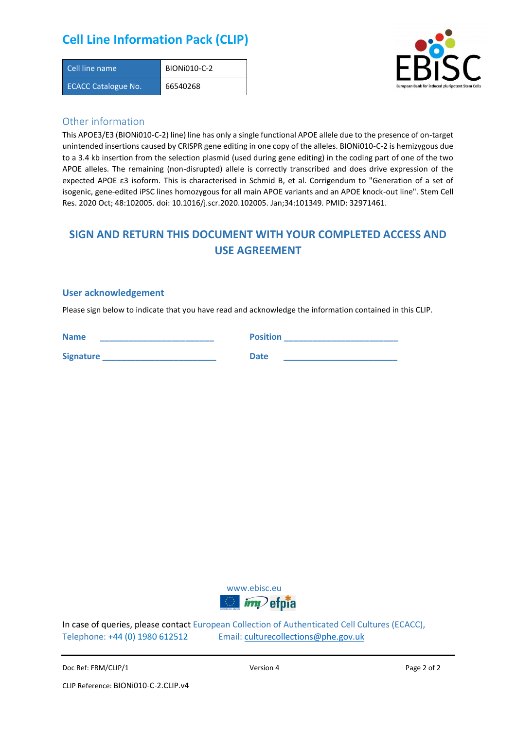# Cell Line Information Pack (CLIP)

| | |
|---|---|
| Cell line name | BIONi010-C-2 |
| ECACC Catalogue No. | 66540268 |

## Other information

This APOE3/E3 (BIONi010-C-2) line) line has only a single functional APOE allele due to the presence of on-target unintended insertions caused by CRISPR gene editing in one copy of the alleles. BIONi010-C-2 is hemizygous due to a 3.4 kb insertion from the selection plasmid (used during gene editing) in the coding part of one of the two APOE alleles. The remaining (non-disrupted) allele is correctly transcribed and does drive expression of the expected APOE ε3 isoform. This is characterised in Schmid B, et al. Corrigendum to "Generation of a set of isogenic, gene-edited iPSC lines homozygous for all main APOE variants and an APOE knock-out line". Stem Cell Res. 2020 Oct; 48:102005. doi: 10.1016/j.scr.2020.102005. Jan;34:101349. PMID: 32971461.

## SIGN AND RETURN THIS DOCUMENT WITH YOUR COMPLETED ACCESS AND USE AGREEMENT

### User acknowledgement

Please sign below to indicate that you have read and acknowledge the information contained in this CLIP.

**Name** ________________________ **Position** ________________________

**Signature** ________________________ **Date** ________________________

www.ebisc.eu

In case of queries, please contact European Collection of Authenticated Cell Cultures (ECACC), Telephone: +44 (0) 1980 612512 Email: culturecollections@phe.gov.uk

Doc Ref: FRM/CLIP/1 Version 4

CLIP Reference: BIONi010-C-2.CLIP.v4